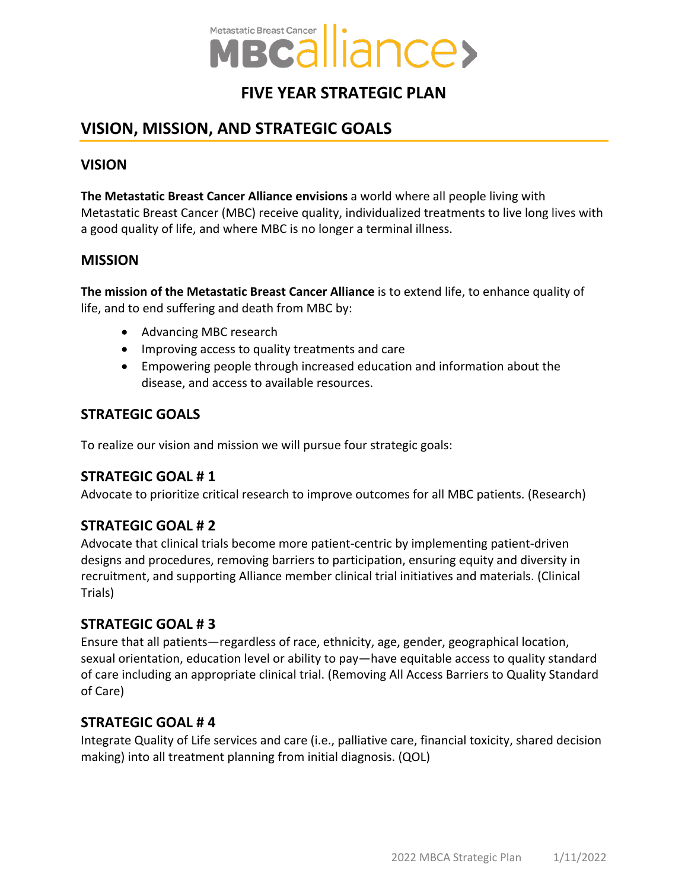Metastatic Breast Cancer MBCalliance

# FIVE YEAR STRATEGIC PLAN

## VISION, MISSION, AND STRATEGIC GOALS

### VISION

**The Metastatic Breast Cancer Alliance envisions** a world where all people living with Metastatic Breast Cancer (MBC) receive quality, individualized treatments to live long lives with a good quality of life, and where MBC is no longer a terminal illness.

### MISSION

**The mission of the Metastatic Breast Cancer Alliance** is to extend life, to enhance quality of life, and to end suffering and death from MBC by:

- Advancing MBC research
- Improving access to quality treatments and care
- Empowering people through increased education and information about the disease, and access to available resources.

### STRATEGIC GOALS

To realize our vision and mission we will pursue four strategic goals:

### STRATEGIC GOAL # 1

Advocate to prioritize critical research to improve outcomes for all MBC patients. (Research)

### STRATEGIC GOAL # 2

Advocate that clinical trials become more patient-centric by implementing patient-driven designs and procedures, removing barriers to participation, ensuring equity and diversity in recruitment, and supporting Alliance member clinical trial initiatives and materials. (Clinical Trials)

### STRATEGIC GOAL # 3

Ensure that all patients—regardless of race, ethnicity, age, gender, geographical location, sexual orientation, education level or ability to pay—have equitable access to quality standard of care including an appropriate clinical trial. (Removing All Access Barriers to Quality Standard of Care)

### STRATEGIC GOAL # 4

Integrate Quality of Life services and care (i.e., palliative care, financial toxicity, shared decision making) into all treatment planning from initial diagnosis. (QOL)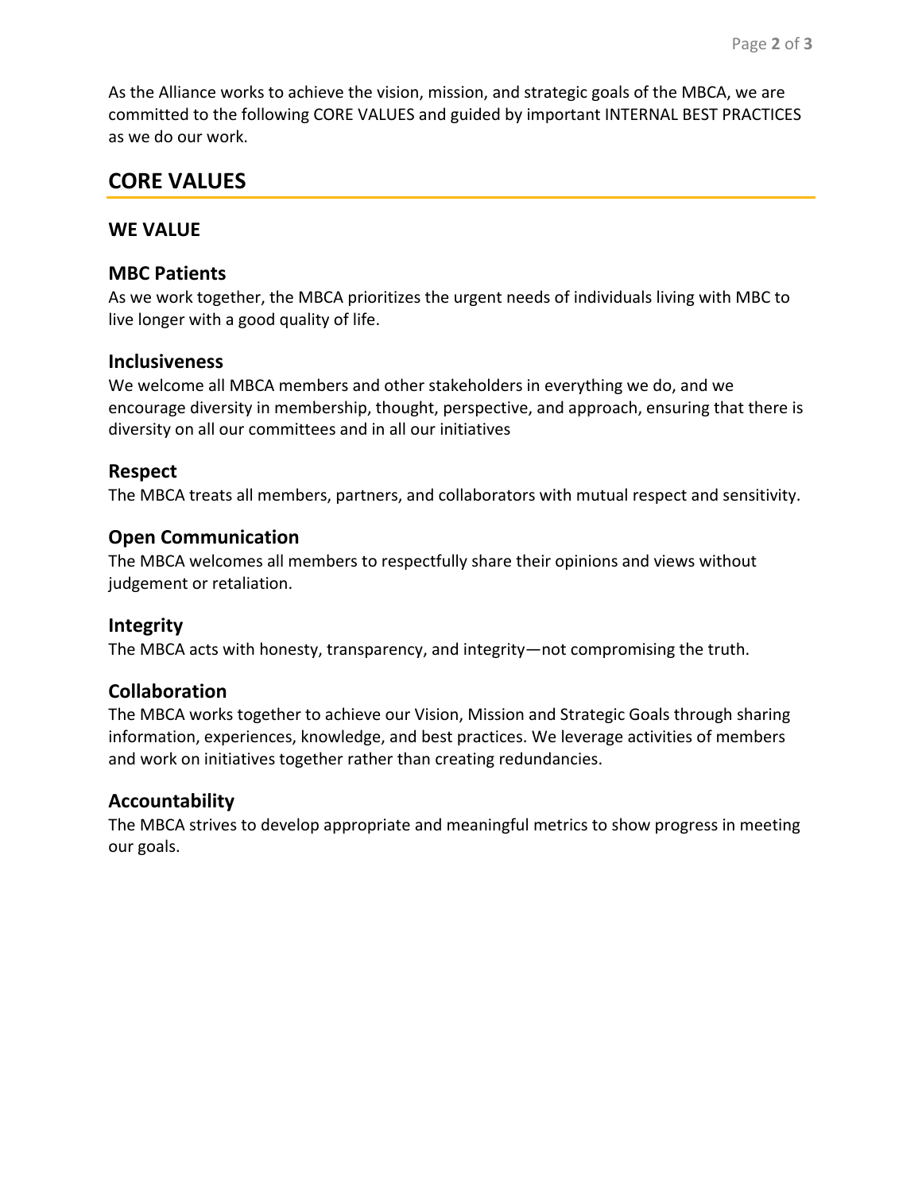As the Alliance works to achieve the vision, mission, and strategic goals of the MBCA, we are committed to the following CORE VALUES and guided by important INTERNAL BEST PRACTICES as we do our work.

## CORE VALUES

### WE VALUE

### MBC Patients

As we work together, the MBCA prioritizes the urgent needs of individuals living with MBC to live longer with a good quality of life.

### Inclusiveness

We welcome all MBCA members and other stakeholders in everything we do, and we encourage diversity in membership, thought, perspective, and approach, ensuring that there is diversity on all our committees and in all our initiatives

### Respect

The MBCA treats all members, partners, and collaborators with mutual respect and sensitivity.

### Open Communication

The MBCA welcomes all members to respectfully share their opinions and views without judgement or retaliation.

### Integrity

The MBCA acts with honesty, transparency, and integrity—not compromising the truth.

### Collaboration

The MBCA works together to achieve our Vision, Mission and Strategic Goals through sharing information, experiences, knowledge, and best practices. We leverage activities of members and work on initiatives together rather than creating redundancies.

### Accountability

The MBCA strives to develop appropriate and meaningful metrics to show progress in meeting our goals.